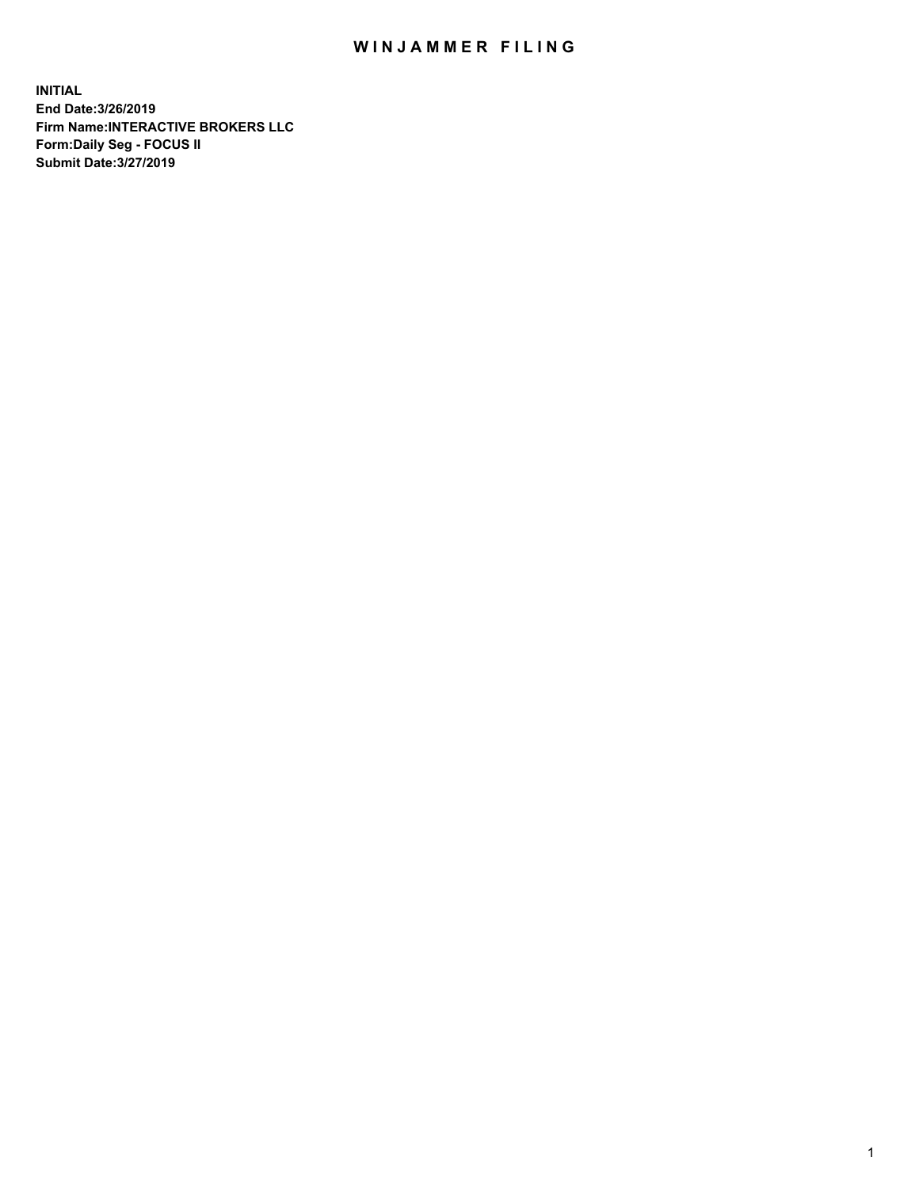# WINJAMMER FILING

**INITIAL**
**End Date:3/26/2019**
**Firm Name:INTERACTIVE BROKERS LLC**
**Form:Daily Seg - FOCUS II**
**Submit Date:3/27/2019**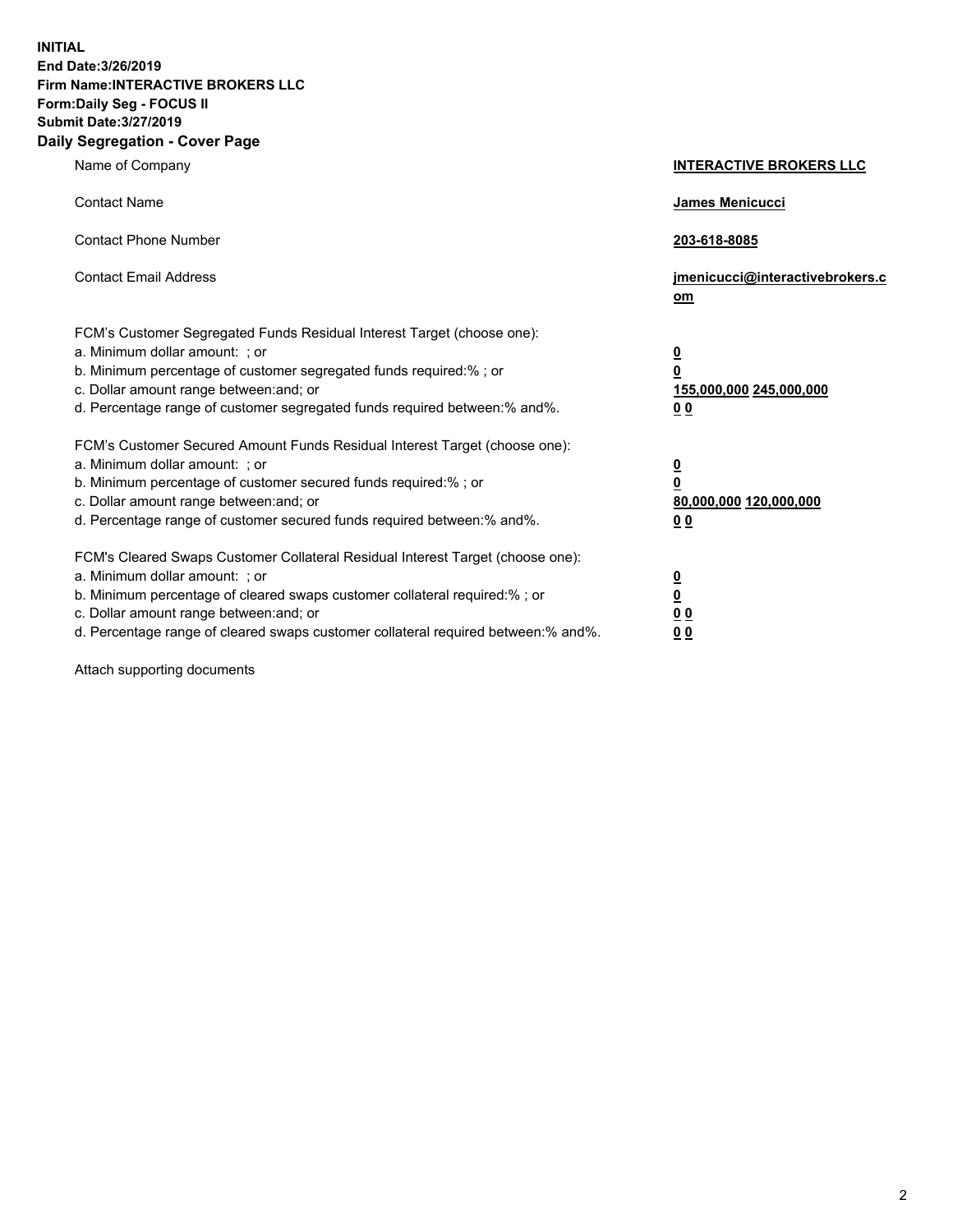**INITIAL**
**End Date:3/26/2019**
**Firm Name:INTERACTIVE BROKERS LLC**
**Form:Daily Seg - FOCUS II**
**Submit Date:3/27/2019**

## Daily Segregation - Cover Page

| | |
|---|---|
| Name of Company | **INTERACTIVE BROKERS LLC** |
| Contact Name | **James Menicucci** |
| Contact Phone Number | **203-618-8085** |
| Contact Email Address | **jmenicucci@interactivebrokers.com** |

FCM's Customer Segregated Funds Residual Interest Target (choose one):

| | |
|---|---|
| a. Minimum dollar amount: ; or | **0** |
| b. Minimum percentage of customer segregated funds required:% ; or | **0** |
| c. Dollar amount range between:and; or | **155,000,000 245,000,000** |
| d. Percentage range of customer segregated funds required between:% and%. | **0 0** |

FCM's Customer Secured Amount Funds Residual Interest Target (choose one):

| | |
|---|---|
| a. Minimum dollar amount: ; or | **0** |
| b. Minimum percentage of customer secured funds required:% ; or | **0** |
| c. Dollar amount range between:and; or | **80,000,000 120,000,000** |
| d. Percentage range of customer secured funds required between:% and%. | **0 0** |

FCM's Cleared Swaps Customer Collateral Residual Interest Target (choose one):

| | |
|---|---|
| a. Minimum dollar amount: ; or | **0** |
| b. Minimum percentage of cleared swaps customer collateral required:% ; or | **0** |
| c. Dollar amount range between:and; or | **0 0** |
| d. Percentage range of cleared swaps customer collateral required between:% and%. | **0 0** |

Attach supporting documents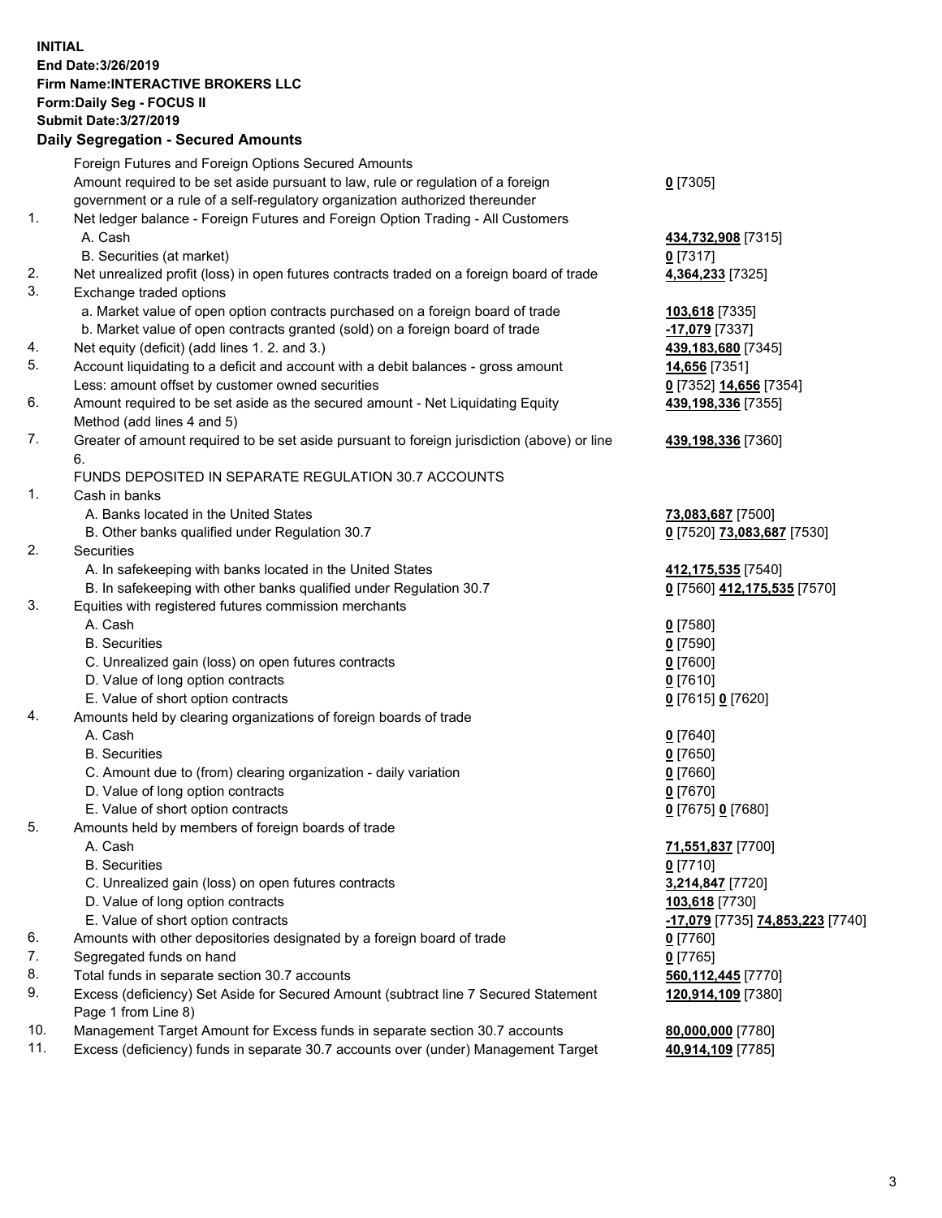**INITIAL**
**End Date:3/26/2019**
**Firm Name:INTERACTIVE BROKERS LLC**
**Form:Daily Seg - FOCUS II**
**Submit Date:3/27/2019**
**Daily Segregation - Secured Amounts**

| | | |
|---|---|---|
| | Foreign Futures and Foreign Options Secured Amounts | |
| | Amount required to be set aside pursuant to law, rule or regulation of a foreign government or a rule of a self-regulatory organization authorized thereunder | **0** [7305] |
| 1. | Net ledger balance - Foreign Futures and Foreign Option Trading - All Customers | |
| | A. Cash | **434,732,908** [7315] |
| | B. Securities (at market) | **0** [7317] |
| 2. | Net unrealized profit (loss) in open futures contracts traded on a foreign board of trade | **4,364,233** [7325] |
| 3. | Exchange traded options | |
| | a. Market value of open option contracts purchased on a foreign board of trade | **103,618** [7335] |
| | b. Market value of open contracts granted (sold) on a foreign board of trade | **-17,079** [7337] |
| 4. | Net equity (deficit) (add lines 1. 2. and 3.) | **439,183,680** [7345] |
| 5. | Account liquidating to a deficit and account with a debit balances - gross amount | **14,656** [7351] |
| | Less: amount offset by customer owned securities | **0** [7352] **14,656** [7354] |
| 6. | Amount required to be set aside as the secured amount - Net Liquidating Equity Method (add lines 4 and 5) | **439,198,336** [7355] |
| 7. | Greater of amount required to be set aside pursuant to foreign jurisdiction (above) or line 6. | **439,198,336** [7360] |
| | FUNDS DEPOSITED IN SEPARATE REGULATION 30.7 ACCOUNTS | |
| 1. | Cash in banks | |
| | A. Banks located in the United States | **73,083,687** [7500] |
| | B. Other banks qualified under Regulation 30.7 | **0** [7520] **73,083,687** [7530] |
| 2. | Securities | |
| | A. In safekeeping with banks located in the United States | **412,175,535** [7540] |
| | B. In safekeeping with other banks qualified under Regulation 30.7 | **0** [7560] **412,175,535** [7570] |
| 3. | Equities with registered futures commission merchants | |
| | A. Cash | **0** [7580] |
| | B. Securities | **0** [7590] |
| | C. Unrealized gain (loss) on open futures contracts | **0** [7600] |
| | D. Value of long option contracts | **0** [7610] |
| | E. Value of short option contracts | **0** [7615] **0** [7620] |
| 4. | Amounts held by clearing organizations of foreign boards of trade | |
| | A. Cash | **0** [7640] |
| | B. Securities | **0** [7650] |
| | C. Amount due to (from) clearing organization - daily variation | **0** [7660] |
| | D. Value of long option contracts | **0** [7670] |
| | E. Value of short option contracts | **0** [7675] **0** [7680] |
| 5. | Amounts held by members of foreign boards of trade | |
| | A. Cash | **71,551,837** [7700] |
| | B. Securities | **0** [7710] |
| | C. Unrealized gain (loss) on open futures contracts | **3,214,847** [7720] |
| | D. Value of long option contracts | **103,618** [7730] |
| | E. Value of short option contracts | **-17,079** [7735] **74,853,223** [7740] |
| 6. | Amounts with other depositories designated by a foreign board of trade | **0** [7760] |
| 7. | Segregated funds on hand | **0** [7765] |
| 8. | Total funds in separate section 30.7 accounts | **560,112,445** [7770] |
| 9. | Excess (deficiency) Set Aside for Secured Amount (subtract line 7 Secured Statement Page 1 from Line 8) | **120,914,109** [7380] |
| 10. | Management Target Amount for Excess funds in separate section 30.7 accounts | **80,000,000** [7780] |
| 11. | Excess (deficiency) funds in separate 30.7 accounts over (under) Management Target | **40,914,109** [7785] |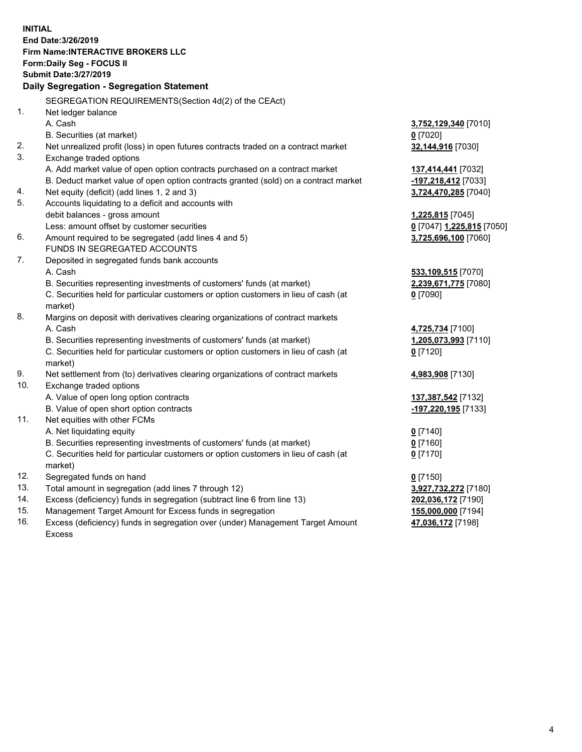**INITIAL**
**End Date:3/26/2019**
**Firm Name:INTERACTIVE BROKERS LLC**
**Form:Daily Seg - FOCUS II**
**Submit Date:3/27/2019**

## Daily Segregation - Segregation Statement

SEGREGATION REQUIREMENTS(Section 4d(2) of the CEAct)

| | | |
|---|---|---|
| 1. | Net ledger balance | |
| | A. Cash | **3,752,129,340** [7010] |
| | B. Securities (at market) | **0** [7020] |
| 2. | Net unrealized profit (loss) in open futures contracts traded on a contract market | **32,144,916** [7030] |
| 3. | Exchange traded options | |
| | A. Add market value of open option contracts purchased on a contract market | **137,414,441** [7032] |
| | B. Deduct market value of open option contracts granted (sold) on a contract market | **-197,218,412** [7033] |
| 4. | Net equity (deficit) (add lines 1, 2 and 3) | **3,724,470,285** [7040] |
| 5. | Accounts liquidating to a deficit and accounts with | |
| | debit balances - gross amount | **1,225,815** [7045] |
| | Less: amount offset by customer securities | **0** [7047] **1,225,815** [7050] |
| 6. | Amount required to be segregated (add lines 4 and 5) | **3,725,696,100** [7060] |
| | FUNDS IN SEGREGATED ACCOUNTS | |
| 7. | Deposited in segregated funds bank accounts | |
| | A. Cash | **533,109,515** [7070] |
| | B. Securities representing investments of customers' funds (at market) | **2,239,671,775** [7080] |
| | C. Securities held for particular customers or option customers in lieu of cash (at market) | **0** [7090] |
| 8. | Margins on deposit with derivatives clearing organizations of contract markets | |
| | A. Cash | **4,725,734** [7100] |
| | B. Securities representing investments of customers' funds (at market) | **1,205,073,993** [7110] |
| | C. Securities held for particular customers or option customers in lieu of cash (at market) | **0** [7120] |
| 9. | Net settlement from (to) derivatives clearing organizations of contract markets | **4,983,908** [7130] |
| 10. | Exchange traded options | |
| | A. Value of open long option contracts | **137,387,542** [7132] |
| | B. Value of open short option contracts | **-197,220,195** [7133] |
| 11. | Net equities with other FCMs | |
| | A. Net liquidating equity | **0** [7140] |
| | B. Securities representing investments of customers' funds (at market) | **0** [7160] |
| | C. Securities held for particular customers or option customers in lieu of cash (at market) | **0** [7170] |
| 12. | Segregated funds on hand | **0** [7150] |
| 13. | Total amount in segregation (add lines 7 through 12) | **3,927,732,272** [7180] |
| 14. | Excess (deficiency) funds in segregation (subtract line 6 from line 13) | **202,036,172** [7190] |
| 15. | Management Target Amount for Excess funds in segregation | **155,000,000** [7194] |
| 16. | Excess (deficiency) funds in segregation over (under) Management Target Amount Excess | **47,036,172** [7198] |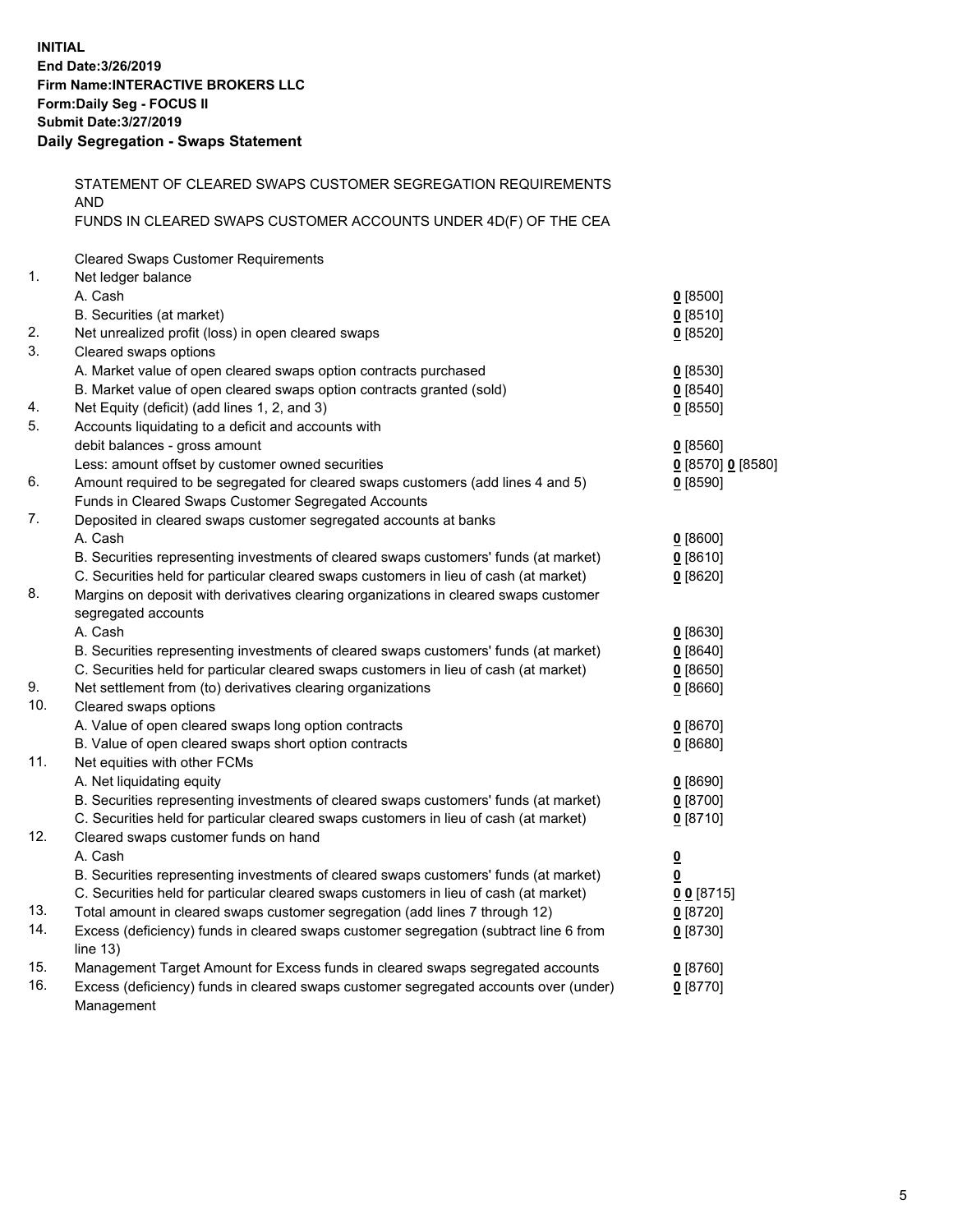**INITIAL**
**End Date:3/26/2019**
**Firm Name:INTERACTIVE BROKERS LLC**
**Form:Daily Seg - FOCUS II**
**Submit Date:3/27/2019**
**Daily Segregation - Swaps Statement**

STATEMENT OF CLEARED SWAPS CUSTOMER SEGREGATION REQUIREMENTS AND FUNDS IN CLEARED SWAPS CUSTOMER ACCOUNTS UNDER 4D(F) OF THE CEA

| | | |
|---|---|---|
| | Cleared Swaps Customer Requirements | |
| 1. | Net ledger balance | |
| | A. Cash | 0 [8500] |
| | B. Securities (at market) | 0 [8510] |
| 2. | Net unrealized profit (loss) in open cleared swaps | 0 [8520] |
| 3. | Cleared swaps options | |
| | A. Market value of open cleared swaps option contracts purchased | 0 [8530] |
| | B. Market value of open cleared swaps option contracts granted (sold) | 0 [8540] |
| 4. | Net Equity (deficit) (add lines 1, 2, and 3) | 0 [8550] |
| 5. | Accounts liquidating to a deficit and accounts with debit balances - gross amount | 0 [8560] |
| | Less: amount offset by customer owned securities | 0 [8570] 0 [8580] |
| 6. | Amount required to be segregated for cleared swaps customers (add lines 4 and 5) | 0 [8590] |
| | Funds in Cleared Swaps Customer Segregated Accounts | |
| 7. | Deposited in cleared swaps customer segregated accounts at banks | |
| | A. Cash | 0 [8600] |
| | B. Securities representing investments of cleared swaps customers' funds (at market) | 0 [8610] |
| | C. Securities held for particular cleared swaps customers in lieu of cash (at market) | 0 [8620] |
| 8. | Margins on deposit with derivatives clearing organizations in cleared swaps customer segregated accounts | |
| | A. Cash | 0 [8630] |
| | B. Securities representing investments of cleared swaps customers' funds (at market) | 0 [8640] |
| | C. Securities held for particular cleared swaps customers in lieu of cash (at market) | 0 [8650] |
| 9. | Net settlement from (to) derivatives clearing organizations | 0 [8660] |
| 10. | Cleared swaps options | |
| | A. Value of open cleared swaps long option contracts | 0 [8670] |
| | B. Value of open cleared swaps short option contracts | 0 [8680] |
| 11. | Net equities with other FCMs | |
| | A. Net liquidating equity | 0 [8690] |
| | B. Securities representing investments of cleared swaps customers' funds (at market) | 0 [8700] |
| | C. Securities held for particular cleared swaps customers in lieu of cash (at market) | 0 [8710] |
| 12. | Cleared swaps customer funds on hand | |
| | A. Cash | 0 |
| | B. Securities representing investments of cleared swaps customers' funds (at market) | 0 |
| | C. Securities held for particular cleared swaps customers in lieu of cash (at market) | 0 0 [8715] |
| 13. | Total amount in cleared swaps customer segregation (add lines 7 through 12) | 0 [8720] |
| 14. | Excess (deficiency) funds in cleared swaps customer segregation (subtract line 6 from line 13) | 0 [8730] |
| 15. | Management Target Amount for Excess funds in cleared swaps segregated accounts | 0 [8760] |
| 16. | Excess (deficiency) funds in cleared swaps customer segregated accounts over (under) Management | 0 [8770] |